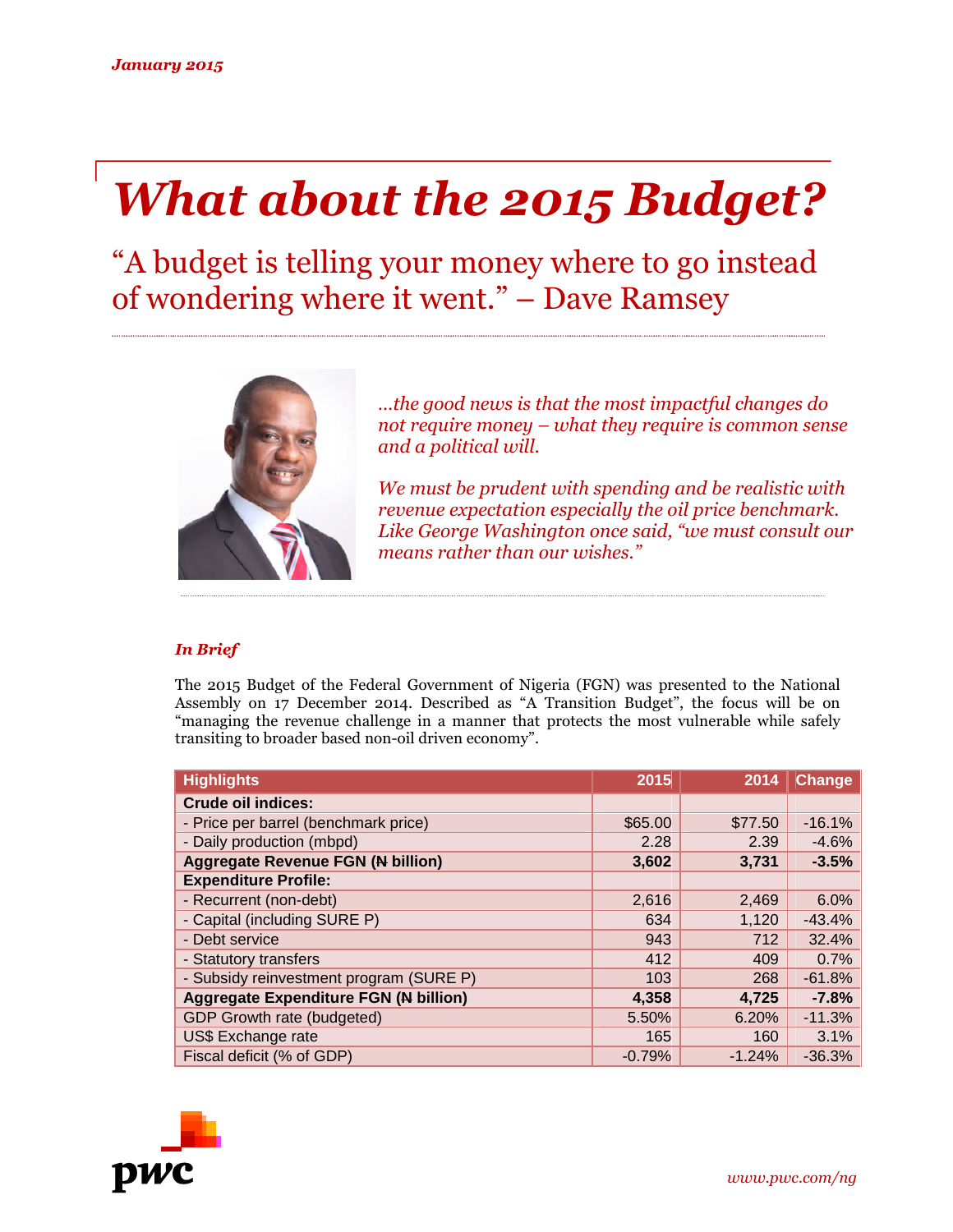*January 2015*

# *What about the 2015 Budget?*

"A budget is telling your money where to go instead of wondering where it went." – Dave Ramsey

*…the good news is that the most impactful changes do not require money – what they require is common sense and a political will.*

*We must be prudent with spending and be realistic with revenue expectation especially the oil price benchmark. Like George Washington once said, "we must consult our means rather than our wishes."*

### *In Brief*

The 2015 Budget of the Federal Government of Nigeria (FGN) was presented to the National Assembly on 17 December 2014. Described as "A Transition Budget", the focus will be on "managing the revenue challenge in a manner that protects the most vulnerable while safely transiting to broader based non-oil driven economy".

| Highlights | 2015 | 2014 | Change |
|---|---|---|---|
| **Crude oil indices:** | | | |
| - Price per barrel (benchmark price) | $65.00 | $77.50 | -16.1% |
| - Daily production (mbpd) | 2.28 | 2.39 | -4.6% |
| **Aggregate Revenue FGN (₦ billion)** | **3,602** | **3,731** | **-3.5%** |
| **Expenditure Profile:** | | | |
| - Recurrent (non-debt) | 2,616 | 2,469 | 6.0% |
| - Capital (including SURE P) | 634 | 1,120 | -43.4% |
| - Debt service | 943 | 712 | 32.4% |
| - Statutory transfers | 412 | 409 | 0.7% |
| - Subsidy reinvestment program (SURE P) | 103 | 268 | -61.8% |
| **Aggregate Expenditure FGN (₦ billion)** | **4,358** | **4,725** | **-7.8%** |
| GDP Growth rate (budgeted) | 5.50% | 6.20% | -11.3% |
| US$ Exchange rate | 165 | 160 | 3.1% |
| Fiscal deficit (% of GDP) | -0.79% | -1.24% | -36.3% |

pwc

*www.pwc.com/ng*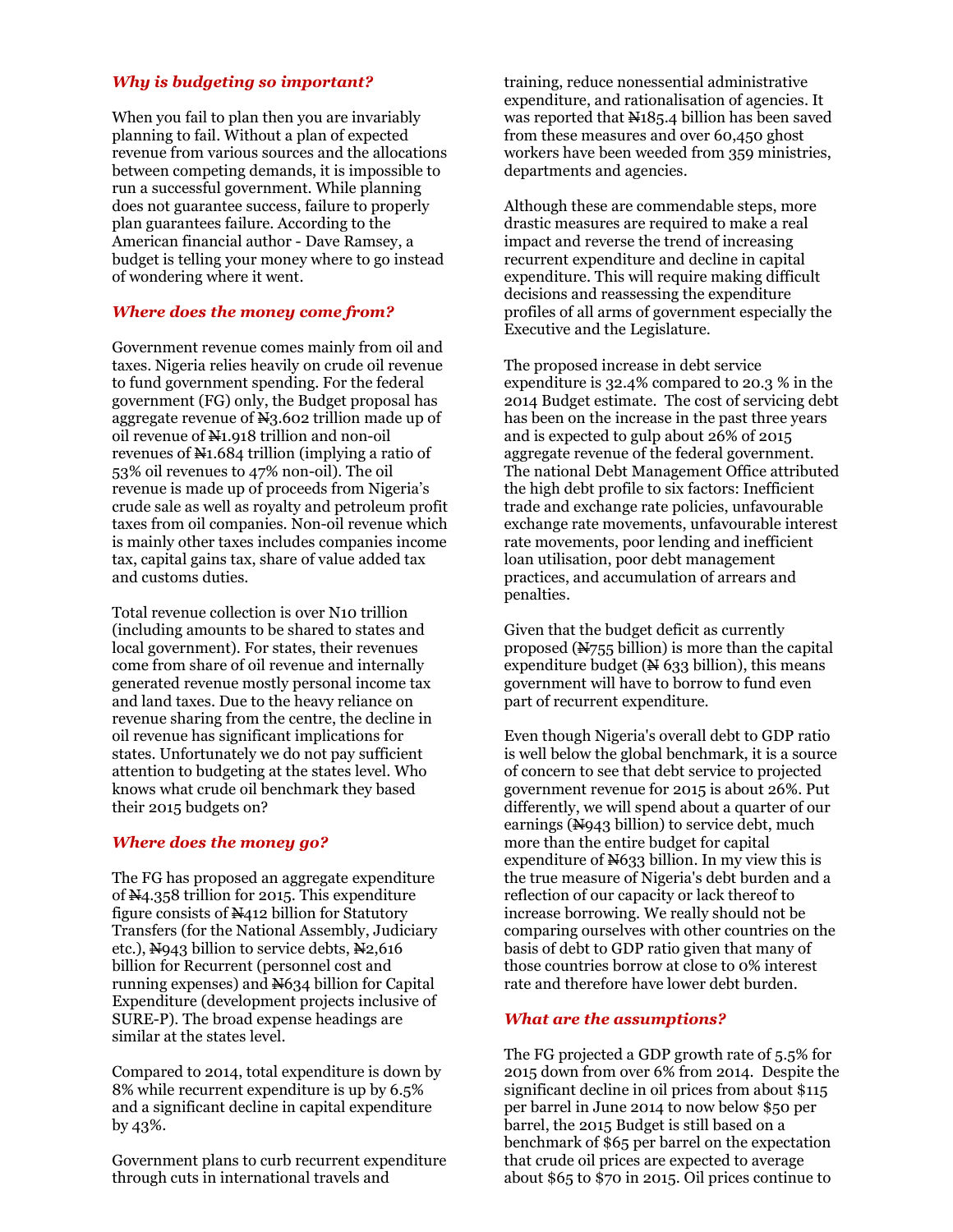### *Why is budgeting so important?*

When you fail to plan then you are invariably planning to fail. Without a plan of expected revenue from various sources and the allocations between competing demands, it is impossible to run a successful government. While planning does not guarantee success, failure to properly plan guarantees failure. According to the American financial author - Dave Ramsey, a budget is telling your money where to go instead of wondering where it went.

### *Where does the money come from?*

Government revenue comes mainly from oil and taxes. Nigeria relies heavily on crude oil revenue to fund government spending. For the federal government (FG) only, the Budget proposal has aggregate revenue of ₦3.602 trillion made up of oil revenue of ₦1.918 trillion and non-oil revenues of ₦1.684 trillion (implying a ratio of 53% oil revenues to 47% non-oil). The oil revenue is made up of proceeds from Nigeria's crude sale as well as royalty and petroleum profit taxes from oil companies. Non-oil revenue which is mainly other taxes includes companies income tax, capital gains tax, share of value added tax and customs duties.

Total revenue collection is over N10 trillion (including amounts to be shared to states and local government). For states, their revenues come from share of oil revenue and internally generated revenue mostly personal income tax and land taxes. Due to the heavy reliance on revenue sharing from the centre, the decline in oil revenue has significant implications for states. Unfortunately we do not pay sufficient attention to budgeting at the states level. Who knows what crude oil benchmark they based their 2015 budgets on?

### *Where does the money go?*

The FG has proposed an aggregate expenditure of ₦4.358 trillion for 2015. This expenditure figure consists of ₦412 billion for Statutory Transfers (for the National Assembly, Judiciary etc.), ₦943 billion to service debts, ₦2,616 billion for Recurrent (personnel cost and running expenses) and ₦634 billion for Capital Expenditure (development projects inclusive of SURE-P). The broad expense headings are similar at the states level.

Compared to 2014, total expenditure is down by 8% while recurrent expenditure is up by 6.5% and a significant decline in capital expenditure by 43%.

Government plans to curb recurrent expenditure through cuts in international travels and training, reduce nonessential administrative expenditure, and rationalisation of agencies. It was reported that ₦185.4 billion has been saved from these measures and over 60,450 ghost workers have been weeded from 359 ministries, departments and agencies.

Although these are commendable steps, more drastic measures are required to make a real impact and reverse the trend of increasing recurrent expenditure and decline in capital expenditure. This will require making difficult decisions and reassessing the expenditure profiles of all arms of government especially the Executive and the Legislature.

The proposed increase in debt service expenditure is 32.4% compared to 20.3 % in the 2014 Budget estimate. The cost of servicing debt has been on the increase in the past three years and is expected to gulp about 26% of 2015 aggregate revenue of the federal government. The national Debt Management Office attributed the high debt profile to six factors: Inefficient trade and exchange rate policies, unfavourable exchange rate movements, unfavourable interest rate movements, poor lending and inefficient loan utilisation, poor debt management practices, and accumulation of arrears and penalties.

Given that the budget deficit as currently proposed (₦755 billion) is more than the capital expenditure budget (₦ 633 billion), this means government will have to borrow to fund even part of recurrent expenditure.

Even though Nigeria's overall debt to GDP ratio is well below the global benchmark, it is a source of concern to see that debt service to projected government revenue for 2015 is about 26%. Put differently, we will spend about a quarter of our earnings (₦943 billion) to service debt, much more than the entire budget for capital expenditure of ₦633 billion. In my view this is the true measure of Nigeria's debt burden and a reflection of our capacity or lack thereof to increase borrowing. We really should not be comparing ourselves with other countries on the basis of debt to GDP ratio given that many of those countries borrow at close to 0% interest rate and therefore have lower debt burden.

### *What are the assumptions?*

The FG projected a GDP growth rate of 5.5% for 2015 down from over 6% from 2014. Despite the significant decline in oil prices from about $115 per barrel in June 2014 to now below $50 per barrel, the 2015 Budget is still based on a benchmark of $65 per barrel on the expectation that crude oil prices are expected to average about $65 to $70 in 2015. Oil prices continue to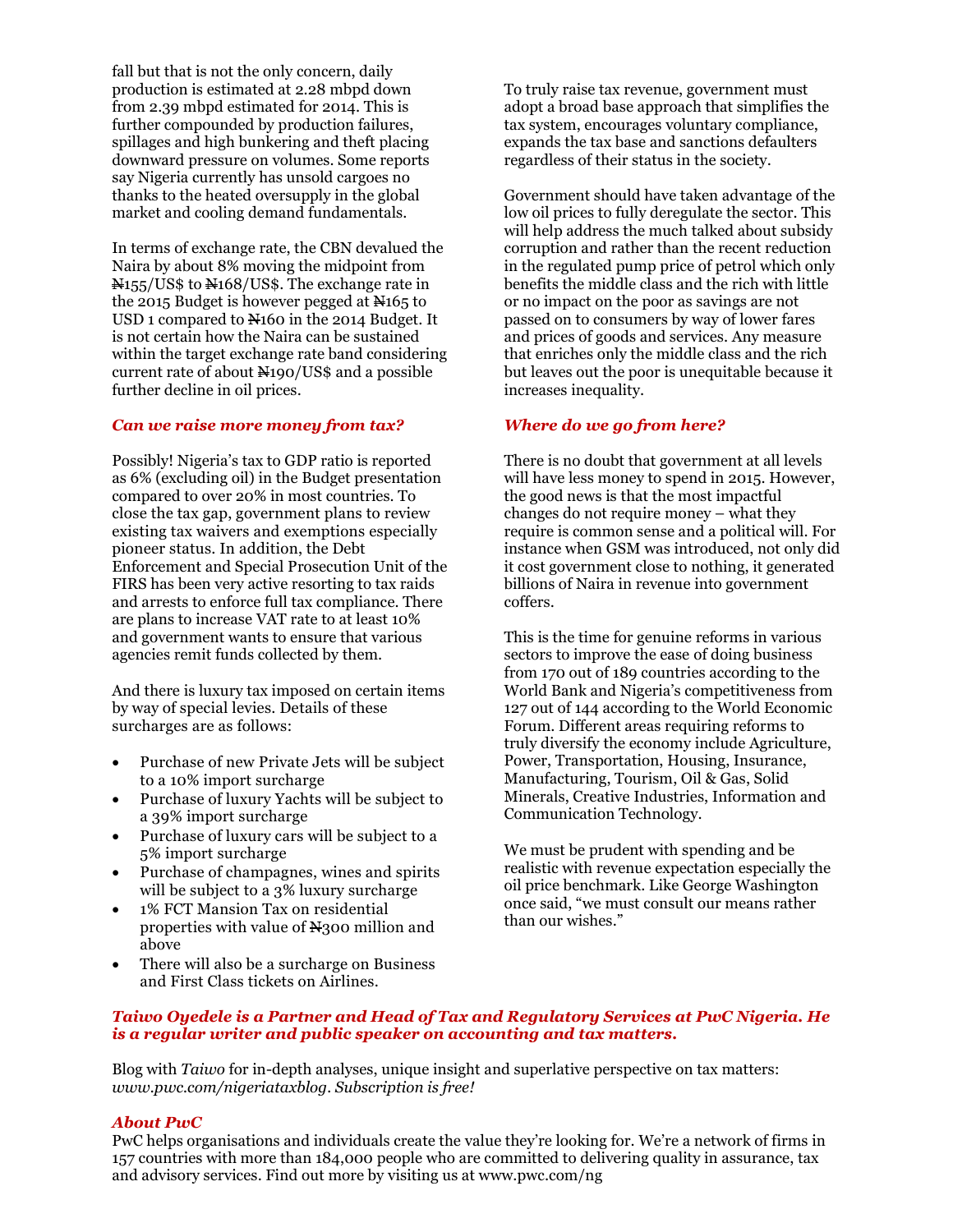fall but that is not the only concern, daily production is estimated at 2.28 mbpd down from 2.39 mbpd estimated for 2014. This is further compounded by production failures, spillages and high bunkering and theft placing downward pressure on volumes. Some reports say Nigeria currently has unsold cargoes no thanks to the heated oversupply in the global market and cooling demand fundamentals.

In terms of exchange rate, the CBN devalued the Naira by about 8% moving the midpoint from ₦155/US$ to ₦168/US$. The exchange rate in the 2015 Budget is however pegged at ₦165 to USD 1 compared to ₦160 in the 2014 Budget. It is not certain how the Naira can be sustained within the target exchange rate band considering current rate of about ₦190/US$ and a possible further decline in oil prices.

### *Can we raise more money from tax?*

Possibly! Nigeria's tax to GDP ratio is reported as 6% (excluding oil) in the Budget presentation compared to over 20% in most countries. To close the tax gap, government plans to review existing tax waivers and exemptions especially pioneer status. In addition, the Debt Enforcement and Special Prosecution Unit of the FIRS has been very active resorting to tax raids and arrests to enforce full tax compliance. There are plans to increase VAT rate to at least 10% and government wants to ensure that various agencies remit funds collected by them.

And there is luxury tax imposed on certain items by way of special levies. Details of these surcharges are as follows:

- Purchase of new Private Jets will be subject to a 10% import surcharge
- Purchase of luxury Yachts will be subject to a 39% import surcharge
- Purchase of luxury cars will be subject to a 5% import surcharge
- Purchase of champagnes, wines and spirits will be subject to a 3% luxury surcharge
- 1% FCT Mansion Tax on residential properties with value of ₦300 million and above
- There will also be a surcharge on Business and First Class tickets on Airlines.

To truly raise tax revenue, government must adopt a broad base approach that simplifies the tax system, encourages voluntary compliance, expands the tax base and sanctions defaulters regardless of their status in the society.

Government should have taken advantage of the low oil prices to fully deregulate the sector. This will help address the much talked about subsidy corruption and rather than the recent reduction in the regulated pump price of petrol which only benefits the middle class and the rich with little or no impact on the poor as savings are not passed on to consumers by way of lower fares and prices of goods and services. Any measure that enriches only the middle class and the rich but leaves out the poor is unequitable because it increases inequality.

### *Where do we go from here?*

There is no doubt that government at all levels will have less money to spend in 2015. However, the good news is that the most impactful changes do not require money – what they require is common sense and a political will. For instance when GSM was introduced, not only did it cost government close to nothing, it generated billions of Naira in revenue into government coffers.

This is the time for genuine reforms in various sectors to improve the ease of doing business from 170 out of 189 countries according to the World Bank and Nigeria's competitiveness from 127 out of 144 according to the World Economic Forum. Different areas requiring reforms to truly diversify the economy include Agriculture, Power, Transportation, Housing, Insurance, Manufacturing, Tourism, Oil & Gas, Solid Minerals, Creative Industries, Information and Communication Technology.

We must be prudent with spending and be realistic with revenue expectation especially the oil price benchmark. Like George Washington once said, "we must consult our means rather than our wishes."

***Taiwo Oyedele is a Partner and Head of Tax and Regulatory Services at PwC Nigeria. He is a regular writer and public speaker on accounting and tax matters.***

Blog with *Taiwo* for in-depth analyses, unique insight and superlative perspective on tax matters: *www.pwc.com/nigeriataxblog. Subscription is free!*

### *About PwC*

PwC helps organisations and individuals create the value they're looking for. We're a network of firms in 157 countries with more than 184,000 people who are committed to delivering quality in assurance, tax and advisory services. Find out more by visiting us at www.pwc.com/ng